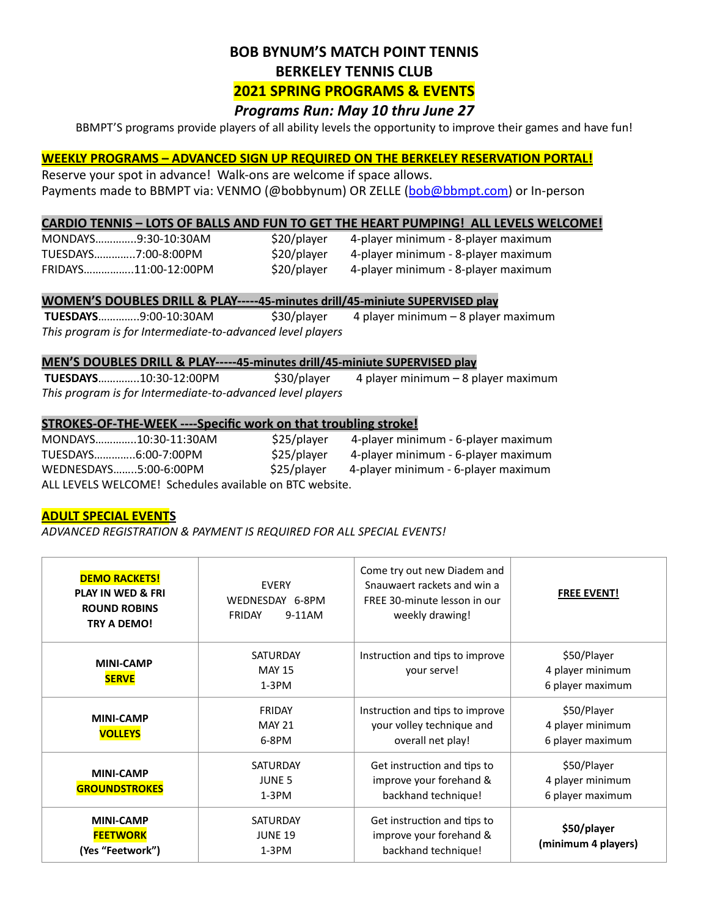# BOB BYNUM'S MATCH POINT TENNIS

# BERKELEY TENNIS CLUB

## 2021 SPRING PROGRAMS & EVENTS

### *Programs Run: May 10 thru June 27*

BBMPT'S programs provide players of all ability levels the opportunity to improve their games and have fun!

**WEEKLY PROGRAMS – ADVANCED SIGN UP REQUIRED ON THE BERKELEY RESERVATION PORTAL!**

Reserve your spot in advance! Walk-ons are welcome if space allows.
Payments made to BBMPT via: VENMO (@bobbynum) OR ZELLE (bob@bbmpt.com) or In-person

**CARDIO TENNIS – LOTS OF BALLS AND FUN TO GET THE HEART PUMPING! ALL LEVELS WELCOME!**

MONDAYS…………..9:30-10:30AM $20/player 4-player minimum - 8-player maximum
TUESDAYS…………..7:00-8:00PM $20/player 4-player minimum - 8-player maximum
FRIDAYS……………..11:00-12:00PM $20/player 4-player minimum - 8-player maximum

**WOMEN'S DOUBLES DRILL & PLAY-----45-minutes drill/45-miniute SUPERVISED play**

**TUESDAYS**…………..9:00-10:30AM $30/player 4 player minimum – 8 player maximum
*This program is for Intermediate-to-advanced level players*

**MEN'S DOUBLES DRILL & PLAY-----45-minutes drill/45-miniute SUPERVISED play**

**TUESDAYS**…………..10:30-12:00PM $30/player 4 player minimum – 8 player maximum
*This program is for Intermediate-to-advanced level players*

**STROKES-OF-THE-WEEK ----Specific work on that troubling stroke!**

MONDAYS…………..10:30-11:30AM $25/player 4-player minimum - 6-player maximum
TUESDAYS…………..6:00-7:00PM $25/player 4-player minimum - 6-player maximum
WEDNESDAYS……..5:00-6:00PM $25/player 4-player minimum - 6-player maximum
ALL LEVELS WELCOME! Schedules available on BTC website.

**ADULT SPECIAL EVENTS**

*ADVANCED REGISTRATION & PAYMENT IS REQUIRED FOR ALL SPECIAL EVENTS!*

| Event | When | Description | Cost |
|---|---|---|---|
| **DEMO RACKETS!** **PLAY IN WED & FRI ROUND ROBINS** **TRY A DEMO!** | EVERY WEDNESDAY 6-8PM FRIDAY 9-11AM | Come try out new Diadem and Snauwaert rackets and win a FREE 30-minute lesson in our weekly drawing! | **FREE EVENT!** |
| **MINI-CAMP SERVE** | SATURDAY MAY 15 1-3PM | Instruction and tips to improve your serve! | $50/Player 4 player minimum 6 player maximum |
| **MINI-CAMP VOLLEYS** | FRIDAY MAY 21 6-8PM | Instruction and tips to improve your volley technique and overall net play! | $50/Player 4 player minimum 6 player maximum |
| **MINI-CAMP GROUNDSTROKES** | SATURDAY JUNE 5 1-3PM | Get instruction and tips to improve your forehand & backhand technique! | $50/Player 4 player minimum 6 player maximum |
| **MINI-CAMP FEETWORK (Yes "Feetwork")** | SATURDAY JUNE 19 1-3PM | Get instruction and tips to improve your forehand & backhand technique! | **$50/player (minimum 4 players)** |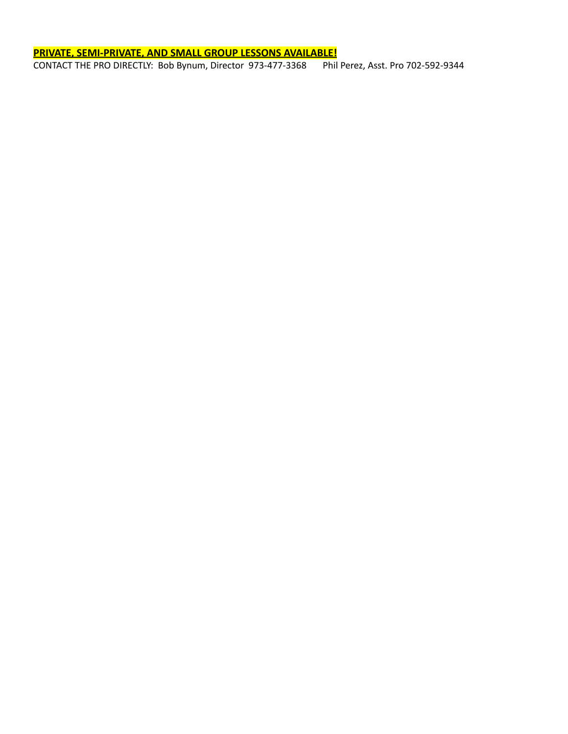**PRIVATE, SEMI-PRIVATE, AND SMALL GROUP LESSONS AVAILABLE!**

CONTACT THE PRO DIRECTLY: Bob Bynum, Director 973-477-3368 Phil Perez, Asst. Pro 702-592-9344